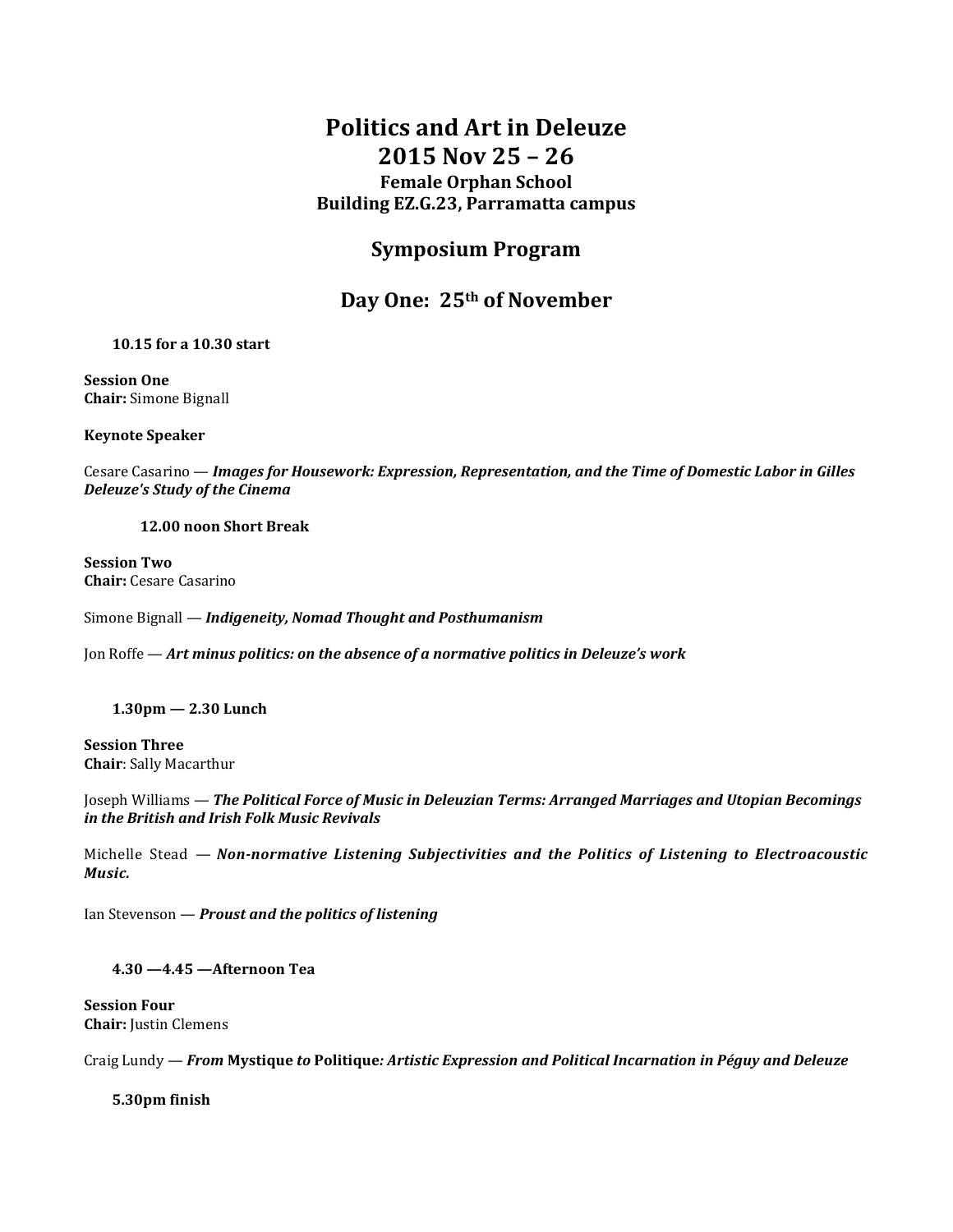# Politics and Art in Deleuze
# 2015 Nov 25 – 26

### Female Orphan School
### Building EZ.G.23, Parramatta campus

## Symposium Program

## Day One: 25th of November

**10.15 for a 10.30 start**

**Session One**
**Chair:** Simone Bignall

**Keynote Speaker**

Cesare Casarino — ***Images for Housework: Expression, Representation, and the Time of Domestic Labor in Gilles Deleuze's Study of the Cinema***

**12.00 noon Short Break**

**Session Two**
**Chair:** Cesare Casarino

Simone Bignall — ***Indigeneity, Nomad Thought and Posthumanism***

Jon Roffe — ***Art minus politics: on the absence of a normative politics in Deleuze's work***

**1.30pm — 2.30 Lunch**

**Session Three**
**Chair**: Sally Macarthur

Joseph Williams — ***The Political Force of Music in Deleuzian Terms: Arranged Marriages and Utopian Becomings in the British and Irish Folk Music Revivals***

Michelle Stead — ***Non-normative Listening Subjectivities and the Politics of Listening to Electroacoustic Music.***

Ian Stevenson — ***Proust and the politics of listening***

**4.30 —4.45 —Afternoon Tea**

**Session Four**
**Chair:** Justin Clemens

Craig Lundy — ***From* Mystique *to* Politique*: Artistic Expression and Political Incarnation in Péguy and Deleuze***

**5.30pm finish**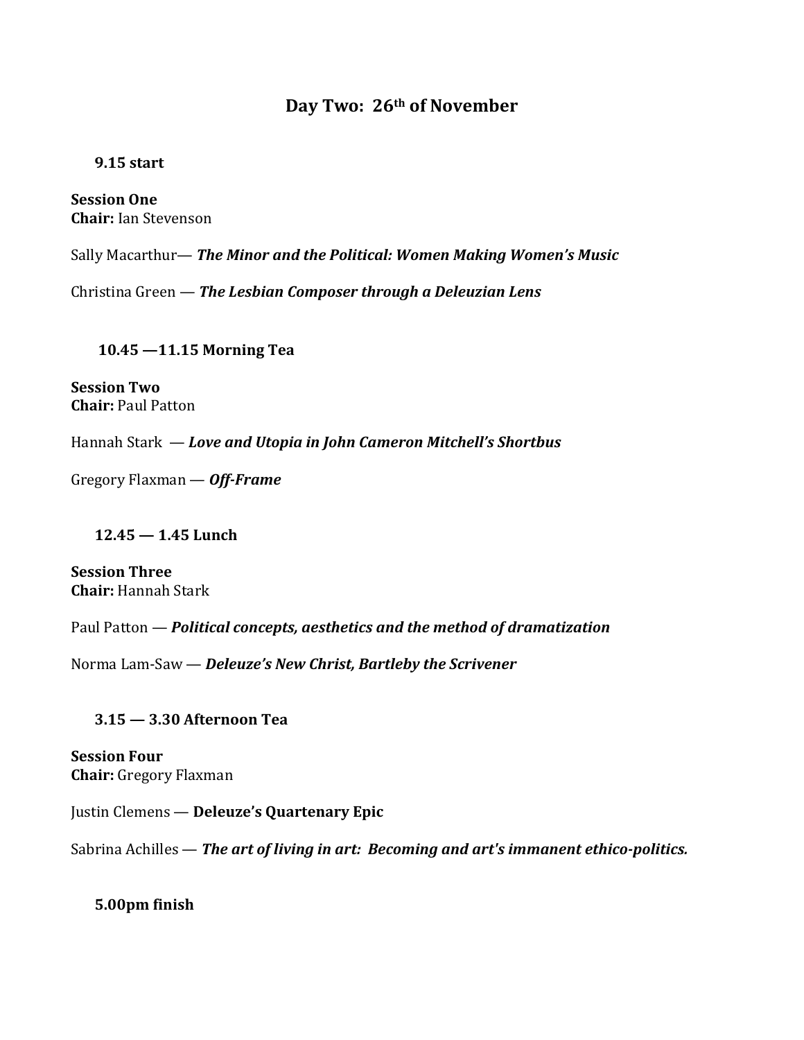## Day Two: 26th of November

**9.15 start**

**Session One**
**Chair:** Ian Stevenson

Sally Macarthur— ***The Minor and the Political: Women Making Women's Music***

Christina Green — ***The Lesbian Composer through a Deleuzian Lens***

**10.45 —11.15 Morning Tea**

**Session Two**
**Chair:** Paul Patton

Hannah Stark — ***Love and Utopia in John Cameron Mitchell's Shortbus***

Gregory Flaxman — ***Off-Frame***

**12.45 — 1.45 Lunch**

**Session Three**
**Chair:** Hannah Stark

Paul Patton — ***Political concepts, aesthetics and the method of dramatization***

Norma Lam-Saw — ***Deleuze's New Christ, Bartleby the Scrivener***

**3.15 — 3.30 Afternoon Tea**

**Session Four**
**Chair:** Gregory Flaxman

Justin Clemens — **Deleuze's Quartenary Epic**

Sabrina Achilles — ***The art of living in art: Becoming and art's immanent ethico-politics.***

**5.00pm finish**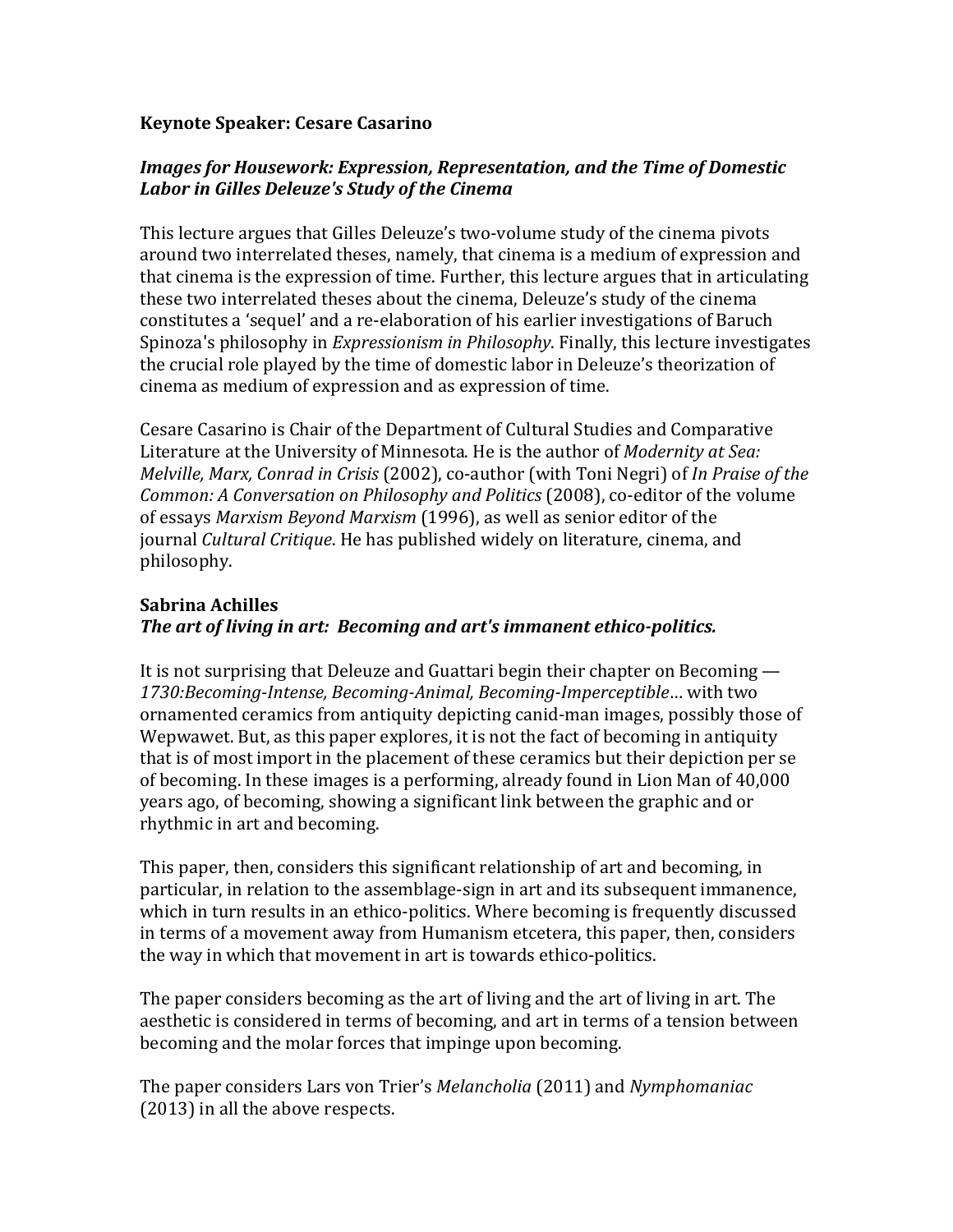**Keynote Speaker: Cesare Casarino**

***Images for Housework: Expression, Representation, and the Time of Domestic Labor in Gilles Deleuze's Study of the Cinema***

This lecture argues that Gilles Deleuze's two-volume study of the cinema pivots around two interrelated theses, namely, that cinema is a medium of expression and that cinema is the expression of time. Further, this lecture argues that in articulating these two interrelated theses about the cinema, Deleuze's study of the cinema constitutes a 'sequel' and a re-elaboration of his earlier investigations of Baruch Spinoza's philosophy in *Expressionism in Philosophy*. Finally, this lecture investigates the crucial role played by the time of domestic labor in Deleuze's theorization of cinema as medium of expression and as expression of time.

Cesare Casarino is Chair of the Department of Cultural Studies and Comparative Literature at the University of Minnesota. He is the author of *Modernity at Sea: Melville, Marx, Conrad in Crisis* (2002), co-author (with Toni Negri) of *In Praise of the Common: A Conversation on Philosophy and Politics* (2008), co-editor of the volume of essays *Marxism Beyond Marxism* (1996), as well as senior editor of the journal *Cultural Critique*. He has published widely on literature, cinema, and philosophy.

**Sabrina Achilles**
***The art of living in art: Becoming and art's immanent ethico-politics.***

It is not surprising that Deleuze and Guattari begin their chapter on Becoming — *1730:Becoming-Intense, Becoming-Animal, Becoming-Imperceptible*… with two ornamented ceramics from antiquity depicting canid-man images, possibly those of Wepwawet. But, as this paper explores, it is not the fact of becoming in antiquity that is of most import in the placement of these ceramics but their depiction per se of becoming. In these images is a performing, already found in Lion Man of 40,000 years ago, of becoming, showing a significant link between the graphic and or rhythmic in art and becoming.

This paper, then, considers this significant relationship of art and becoming, in particular, in relation to the assemblage-sign in art and its subsequent immanence, which in turn results in an ethico-politics. Where becoming is frequently discussed in terms of a movement away from Humanism etcetera, this paper, then, considers the way in which that movement in art is towards ethico-politics.

The paper considers becoming as the art of living and the art of living in art. The aesthetic is considered in terms of becoming, and art in terms of a tension between becoming and the molar forces that impinge upon becoming.

The paper considers Lars von Trier's *Melancholia* (2011) and *Nymphomaniac* (2013) in all the above respects.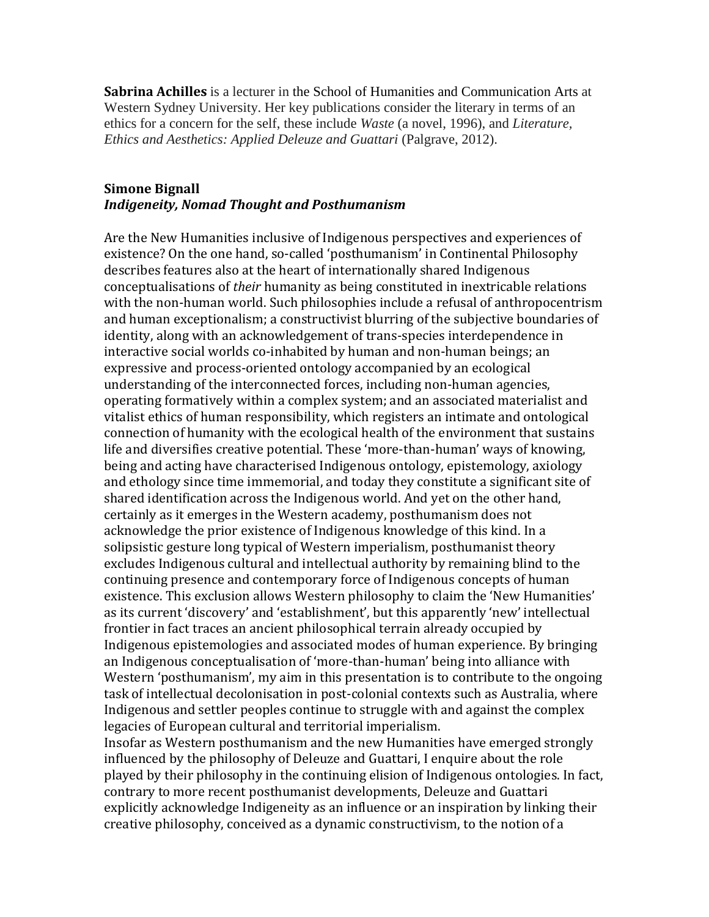**Sabrina Achilles** is a lecturer in the School of Humanities and Communication Arts at Western Sydney University. Her key publications consider the literary in terms of an ethics for a concern for the self, these include *Waste* (a novel, 1996), and *Literature, Ethics and Aesthetics: Applied Deleuze and Guattari* (Palgrave, 2012).

**Simone Bignall**
***Indigeneity, Nomad Thought and Posthumanism***

Are the New Humanities inclusive of Indigenous perspectives and experiences of existence? On the one hand, so-called 'posthumanism' in Continental Philosophy describes features also at the heart of internationally shared Indigenous conceptualisations of *their* humanity as being constituted in inextricable relations with the non-human world. Such philosophies include a refusal of anthropocentrism and human exceptionalism; a constructivist blurring of the subjective boundaries of identity, along with an acknowledgement of trans-species interdependence in interactive social worlds co-inhabited by human and non-human beings; an expressive and process-oriented ontology accompanied by an ecological understanding of the interconnected forces, including non-human agencies, operating formatively within a complex system; and an associated materialist and vitalist ethics of human responsibility, which registers an intimate and ontological connection of humanity with the ecological health of the environment that sustains life and diversifies creative potential. These 'more-than-human' ways of knowing, being and acting have characterised Indigenous ontology, epistemology, axiology and ethology since time immemorial, and today they constitute a significant site of shared identification across the Indigenous world. And yet on the other hand, certainly as it emerges in the Western academy, posthumanism does not acknowledge the prior existence of Indigenous knowledge of this kind. In a solipsistic gesture long typical of Western imperialism, posthumanist theory excludes Indigenous cultural and intellectual authority by remaining blind to the continuing presence and contemporary force of Indigenous concepts of human existence. This exclusion allows Western philosophy to claim the 'New Humanities' as its current 'discovery' and 'establishment', but this apparently 'new' intellectual frontier in fact traces an ancient philosophical terrain already occupied by Indigenous epistemologies and associated modes of human experience. By bringing an Indigenous conceptualisation of 'more-than-human' being into alliance with Western 'posthumanism', my aim in this presentation is to contribute to the ongoing task of intellectual decolonisation in post-colonial contexts such as Australia, where Indigenous and settler peoples continue to struggle with and against the complex legacies of European cultural and territorial imperialism.

Insofar as Western posthumanism and the new Humanities have emerged strongly influenced by the philosophy of Deleuze and Guattari, I enquire about the role played by their philosophy in the continuing elision of Indigenous ontologies. In fact, contrary to more recent posthumanist developments, Deleuze and Guattari explicitly acknowledge Indigeneity as an influence or an inspiration by linking their creative philosophy, conceived as a dynamic constructivism, to the notion of a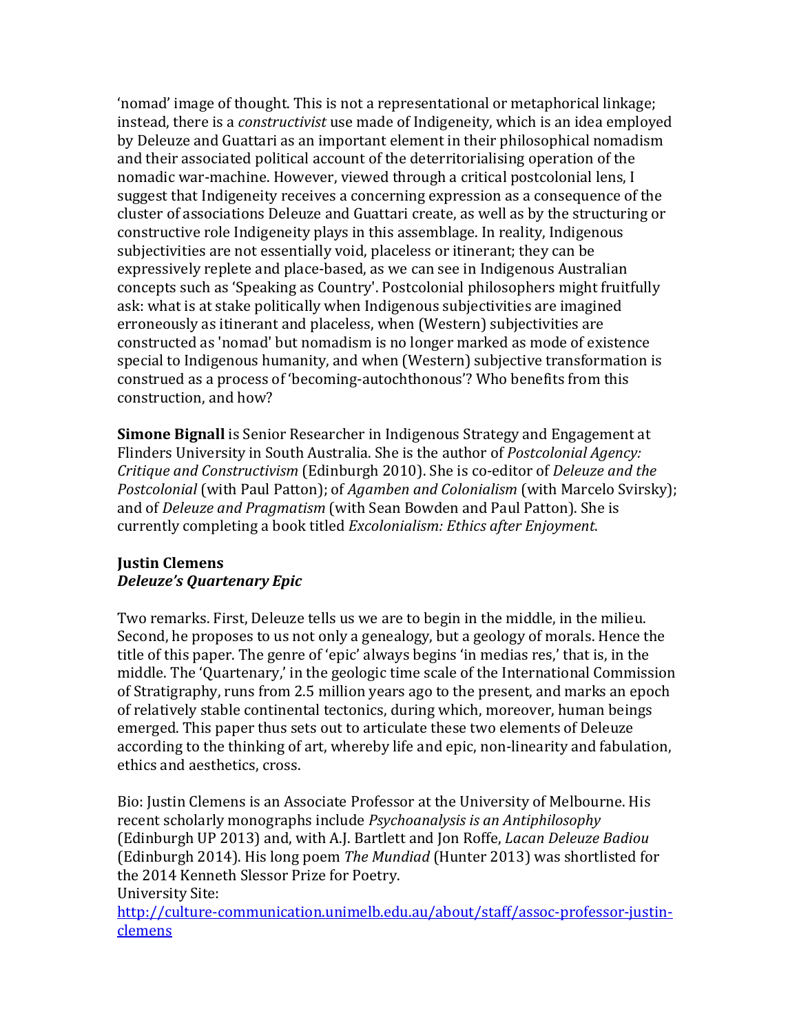'nomad' image of thought. This is not a representational or metaphorical linkage; instead, there is a *constructivist* use made of Indigeneity, which is an idea employed by Deleuze and Guattari as an important element in their philosophical nomadism and their associated political account of the deterritorialising operation of the nomadic war-machine. However, viewed through a critical postcolonial lens, I suggest that Indigeneity receives a concerning expression as a consequence of the cluster of associations Deleuze and Guattari create, as well as by the structuring or constructive role Indigeneity plays in this assemblage. In reality, Indigenous subjectivities are not essentially void, placeless or itinerant; they can be expressively replete and place-based, as we can see in Indigenous Australian concepts such as 'Speaking as Country'. Postcolonial philosophers might fruitfully ask: what is at stake politically when Indigenous subjectivities are imagined erroneously as itinerant and placeless, when (Western) subjectivities are constructed as 'nomad' but nomadism is no longer marked as mode of existence special to Indigenous humanity, and when (Western) subjective transformation is construed as a process of 'becoming-autochthonous'? Who benefits from this construction, and how?

**Simone Bignall** is Senior Researcher in Indigenous Strategy and Engagement at Flinders University in South Australia. She is the author of *Postcolonial Agency: Critique and Constructivism* (Edinburgh 2010). She is co-editor of *Deleuze and the Postcolonial* (with Paul Patton); of *Agamben and Colonialism* (with Marcelo Svirsky); and of *Deleuze and Pragmatism* (with Sean Bowden and Paul Patton). She is currently completing a book titled *Excolonialism: Ethics after Enjoyment*.

**Justin Clemens**
***Deleuze's Quartenary Epic***

Two remarks. First, Deleuze tells us we are to begin in the middle, in the milieu. Second, he proposes to us not only a genealogy, but a geology of morals. Hence the title of this paper. The genre of 'epic' always begins 'in medias res,' that is, in the middle. The 'Quartenary,' in the geologic time scale of the International Commission of Stratigraphy, runs from 2.5 million years ago to the present, and marks an epoch of relatively stable continental tectonics, during which, moreover, human beings emerged. This paper thus sets out to articulate these two elements of Deleuze according to the thinking of art, whereby life and epic, non-linearity and fabulation, ethics and aesthetics, cross.

Bio: Justin Clemens is an Associate Professor at the University of Melbourne. His recent scholarly monographs include *Psychoanalysis is an Antiphilosophy* (Edinburgh UP 2013) and, with A.J. Bartlett and Jon Roffe, *Lacan Deleuze Badiou* (Edinburgh 2014). His long poem *The Mundiad* (Hunter 2013) was shortlisted for the 2014 Kenneth Slessor Prize for Poetry.
University Site:
http://culture-communication.unimelb.edu.au/about/staff/assoc-professor-justin-clemens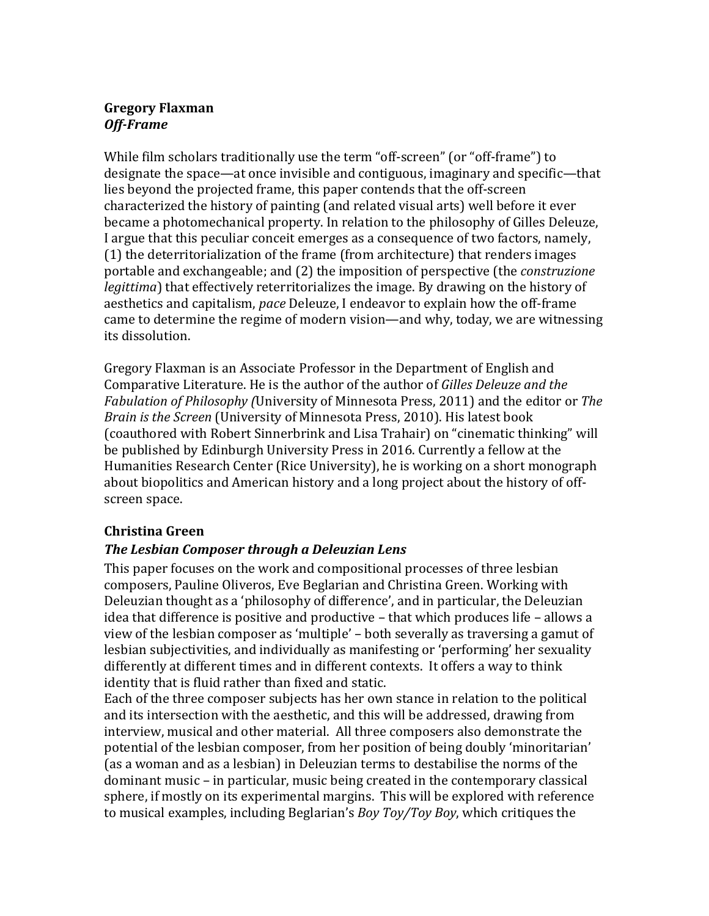**Gregory Flaxman**
***Off-Frame***

While film scholars traditionally use the term "off-screen" (or "off-frame") to designate the space—at once invisible and contiguous, imaginary and specific—that lies beyond the projected frame, this paper contends that the off-screen characterized the history of painting (and related visual arts) well before it ever became a photomechanical property. In relation to the philosophy of Gilles Deleuze, I argue that this peculiar conceit emerges as a consequence of two factors, namely, (1) the deterritorialization of the frame (from architecture) that renders images portable and exchangeable; and (2) the imposition of perspective (the *construzione legittima*) that effectively reterritorializes the image. By drawing on the history of aesthetics and capitalism, *pace* Deleuze, I endeavor to explain how the off-frame came to determine the regime of modern vision—and why, today, we are witnessing its dissolution.

Gregory Flaxman is an Associate Professor in the Department of English and Comparative Literature. He is the author of the author of *Gilles Deleuze and the Fabulation of Philosophy (*University of Minnesota Press, 2011) and the editor or *The Brain is the Screen* (University of Minnesota Press, 2010). His latest book (coauthored with Robert Sinnerbrink and Lisa Trahair) on "cinematic thinking" will be published by Edinburgh University Press in 2016. Currently a fellow at the Humanities Research Center (Rice University), he is working on a short monograph about biopolitics and American history and a long project about the history of off-screen space.

**Christina Green**
***The Lesbian Composer through a Deleuzian Lens***

This paper focuses on the work and compositional processes of three lesbian composers, Pauline Oliveros, Eve Beglarian and Christina Green. Working with Deleuzian thought as a 'philosophy of difference', and in particular, the Deleuzian idea that difference is positive and productive – that which produces life – allows a view of the lesbian composer as 'multiple' – both severally as traversing a gamut of lesbian subjectivities, and individually as manifesting or 'performing' her sexuality differently at different times and in different contexts. It offers a way to think identity that is fluid rather than fixed and static.

Each of the three composer subjects has her own stance in relation to the political and its intersection with the aesthetic, and this will be addressed, drawing from interview, musical and other material. All three composers also demonstrate the potential of the lesbian composer, from her position of being doubly 'minoritarian' (as a woman and as a lesbian) in Deleuzian terms to destabilise the norms of the dominant music – in particular, music being created in the contemporary classical sphere, if mostly on its experimental margins. This will be explored with reference to musical examples, including Beglarian's *Boy Toy/Toy Boy*, which critiques the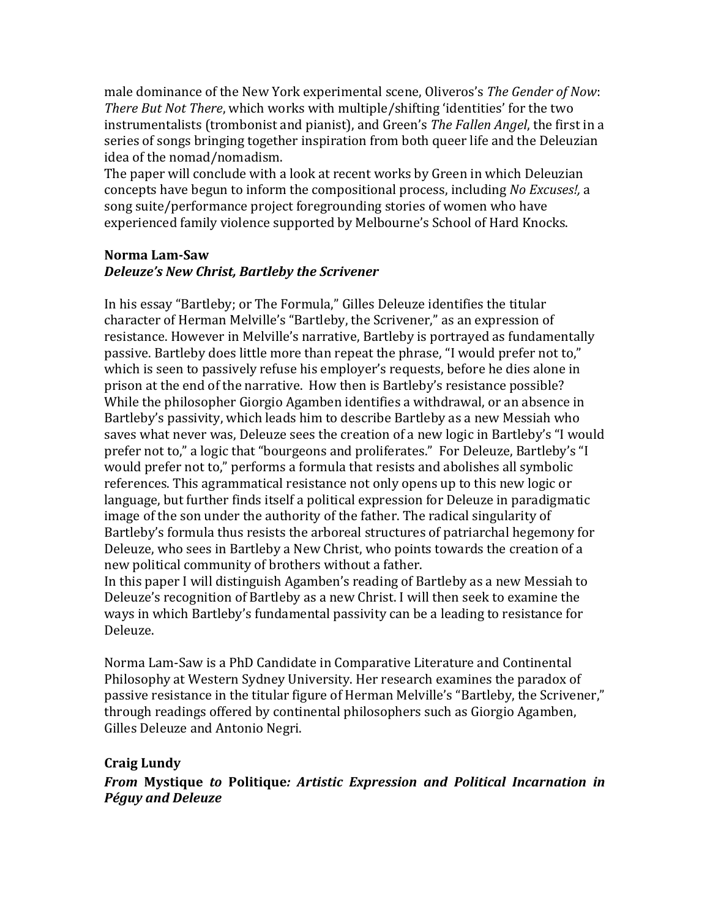male dominance of the New York experimental scene, Oliveros's *The Gender of Now*: *There But Not There*, which works with multiple/shifting 'identities' for the two instrumentalists (trombonist and pianist), and Green's *The Fallen Angel*, the first in a series of songs bringing together inspiration from both queer life and the Deleuzian idea of the nomad/nomadism.

The paper will conclude with a look at recent works by Green in which Deleuzian concepts have begun to inform the compositional process, including *No Excuses!,* a song suite/performance project foregrounding stories of women who have experienced family violence supported by Melbourne's School of Hard Knocks.

**Norma Lam-Saw**

***Deleuze's New Christ, Bartleby the Scrivener***

In his essay "Bartleby; or The Formula," Gilles Deleuze identifies the titular character of Herman Melville's "Bartleby, the Scrivener," as an expression of resistance. However in Melville's narrative, Bartleby is portrayed as fundamentally passive. Bartleby does little more than repeat the phrase, "I would prefer not to," which is seen to passively refuse his employer's requests, before he dies alone in prison at the end of the narrative. How then is Bartleby's resistance possible? While the philosopher Giorgio Agamben identifies a withdrawal, or an absence in Bartleby's passivity, which leads him to describe Bartleby as a new Messiah who saves what never was, Deleuze sees the creation of a new logic in Bartleby's "I would prefer not to," a logic that "bourgeons and proliferates." For Deleuze, Bartleby's "I would prefer not to," performs a formula that resists and abolishes all symbolic references. This agrammatical resistance not only opens up to this new logic or language, but further finds itself a political expression for Deleuze in paradigmatic image of the son under the authority of the father. The radical singularity of Bartleby's formula thus resists the arboreal structures of patriarchal hegemony for Deleuze, who sees in Bartleby a New Christ, who points towards the creation of a new political community of brothers without a father.

In this paper I will distinguish Agamben's reading of Bartleby as a new Messiah to Deleuze's recognition of Bartleby as a new Christ. I will then seek to examine the ways in which Bartleby's fundamental passivity can be a leading to resistance for Deleuze.

Norma Lam-Saw is a PhD Candidate in Comparative Literature and Continental Philosophy at Western Sydney University. Her research examines the paradox of passive resistance in the titular figure of Herman Melville's "Bartleby, the Scrivener," through readings offered by continental philosophers such as Giorgio Agamben, Gilles Deleuze and Antonio Negri.

**Craig Lundy**

***From* Mystique *to* Politique*: Artistic Expression and Political Incarnation in Péguy and Deleuze***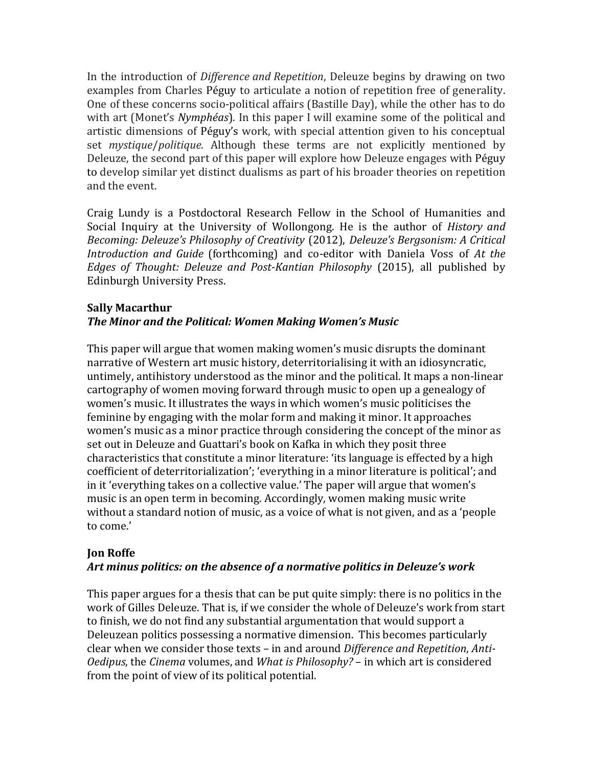In the introduction of *Difference and Repetition*, Deleuze begins by drawing on two examples from Charles Péguy to articulate a notion of repetition free of generality. One of these concerns socio-political affairs (Bastille Day), while the other has to do with art (Monet's *Nymphéas*). In this paper I will examine some of the political and artistic dimensions of Péguy's work, with special attention given to his conceptual set *mystique*/*politique*. Although these terms are not explicitly mentioned by Deleuze, the second part of this paper will explore how Deleuze engages with Péguy to develop similar yet distinct dualisms as part of his broader theories on repetition and the event.

Craig Lundy is a Postdoctoral Research Fellow in the School of Humanities and Social Inquiry at the University of Wollongong. He is the author of *History and Becoming: Deleuze's Philosophy of Creativity* (2012), *Deleuze's Bergsonism: A Critical Introduction and Guide* (forthcoming) and co-editor with Daniela Voss of *At the Edges of Thought: Deleuze and Post-Kantian Philosophy* (2015), all published by Edinburgh University Press.

**Sally Macarthur**
***The Minor and the Political: Women Making Women's Music***

This paper will argue that women making women's music disrupts the dominant narrative of Western art music history, deterritorialising it with an idiosyncratic, untimely, antihistory understood as the minor and the political. It maps a non-linear cartography of women moving forward through music to open up a genealogy of women's music. It illustrates the ways in which women's music politicises the feminine by engaging with the molar form and making it minor. It approaches women's music as a minor practice through considering the concept of the minor as set out in Deleuze and Guattari's book on Kafka in which they posit three characteristics that constitute a minor literature: 'its language is effected by a high coefficient of deterritorialization'; 'everything in a minor literature is political'; and in it 'everything takes on a collective value.' The paper will argue that women's music is an open term in becoming. Accordingly, women making music write without a standard notion of music, as a voice of what is not given, and as a 'people to come.'

**Jon Roffe**
***Art minus politics: on the absence of a normative politics in Deleuze's work***

This paper argues for a thesis that can be put quite simply: there is no politics in the work of Gilles Deleuze. That is, if we consider the whole of Deleuze's work from start to finish, we do not find any substantial argumentation that would support a Deleuzean politics possessing a normative dimension. This becomes particularly clear when we consider those texts – in and around *Difference and Repetition*, *Anti-Oedipus*, the *Cinema* volumes, and *What is Philosophy?* – in which art is considered from the point of view of its political potential.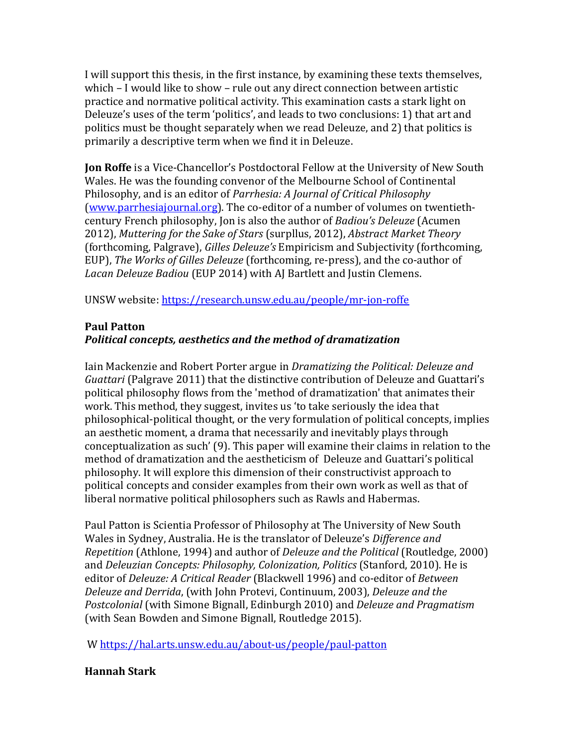I will support this thesis, in the first instance, by examining these texts themselves, which – I would like to show – rule out any direct connection between artistic practice and normative political activity. This examination casts a stark light on Deleuze's uses of the term 'politics', and leads to two conclusions: 1) that art and politics must be thought separately when we read Deleuze, and 2) that politics is primarily a descriptive term when we find it in Deleuze.

**Jon Roffe** is a Vice-Chancellor's Postdoctoral Fellow at the University of New South Wales. He was the founding convenor of the Melbourne School of Continental Philosophy, and is an editor of *Parrhesia: A Journal of Critical Philosophy* (www.parrhesiajournal.org). The co-editor of a number of volumes on twentieth-century French philosophy, Jon is also the author of *Badiou's Deleuze* (Acumen 2012), *Muttering for the Sake of Stars* (surpllus, 2012), *Abstract Market Theory* (forthcoming, Palgrave), *Gilles Deleuze's* Empiricism and Subjectivity (forthcoming, EUP), *The Works of Gilles Deleuze* (forthcoming, re-press), and the co-author of *Lacan Deleuze Badiou* (EUP 2014) with AJ Bartlett and Justin Clemens.

UNSW website: https://research.unsw.edu.au/people/mr-jon-roffe

**Paul Patton**
***Political concepts, aesthetics and the method of dramatization***

Iain Mackenzie and Robert Porter argue in *Dramatizing the Political: Deleuze and Guattari* (Palgrave 2011) that the distinctive contribution of Deleuze and Guattari's political philosophy flows from the 'method of dramatization' that animates their work. This method, they suggest, invites us 'to take seriously the idea that philosophical-political thought, or the very formulation of political concepts, implies an aesthetic moment, a drama that necessarily and inevitably plays through conceptualization as such' (9). This paper will examine their claims in relation to the method of dramatization and the aestheticism of Deleuze and Guattari's political philosophy. It will explore this dimension of their constructivist approach to political concepts and consider examples from their own work as well as that of liberal normative political philosophers such as Rawls and Habermas.

Paul Patton is Scientia Professor of Philosophy at The University of New South Wales in Sydney, Australia. He is the translator of Deleuze's *Difference and Repetition* (Athlone, 1994) and author of *Deleuze and the Political* (Routledge, 2000) and *Deleuzian Concepts: Philosophy, Colonization, Politics* (Stanford, 2010). He is editor of *Deleuze: A Critical Reader* (Blackwell 1996) and co-editor of *Between Deleuze and Derrida*, (with John Protevi, Continuum, 2003), *Deleuze and the Postcolonial* (with Simone Bignall, Edinburgh 2010) and *Deleuze and Pragmatism* (with Sean Bowden and Simone Bignall, Routledge 2015).

W https://hal.arts.unsw.edu.au/about-us/people/paul-patton

**Hannah Stark**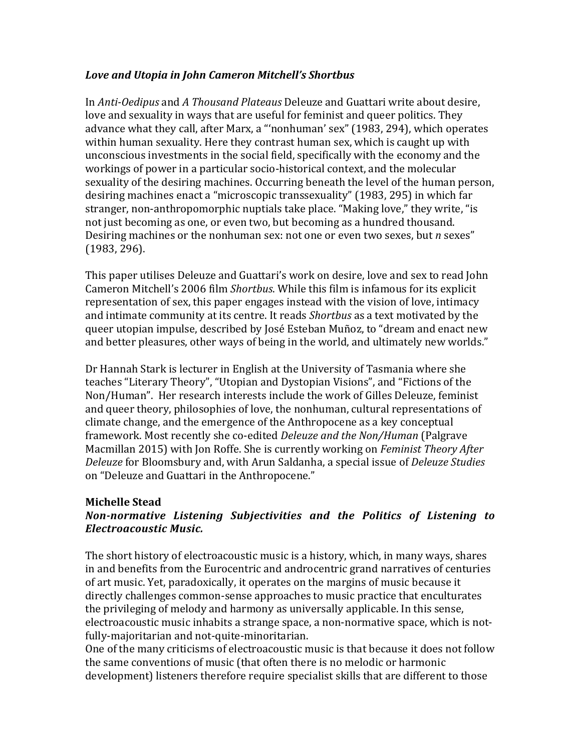***Love and Utopia in John Cameron Mitchell's Shortbus***

In *Anti-Oedipus* and *A Thousand Plateaus* Deleuze and Guattari write about desire, love and sexuality in ways that are useful for feminist and queer politics. They advance what they call, after Marx, a "'nonhuman' sex" (1983, 294), which operates within human sexuality. Here they contrast human sex, which is caught up with unconscious investments in the social field, specifically with the economy and the workings of power in a particular socio-historical context, and the molecular sexuality of the desiring machines. Occurring beneath the level of the human person, desiring machines enact a "microscopic transsexuality" (1983, 295) in which far stranger, non-anthropomorphic nuptials take place. "Making love," they write, "is not just becoming as one, or even two, but becoming as a hundred thousand. Desiring machines or the nonhuman sex: not one or even two sexes, but *n* sexes" (1983, 296).

This paper utilises Deleuze and Guattari's work on desire, love and sex to read John Cameron Mitchell's 2006 film *Shortbus*. While this film is infamous for its explicit representation of sex, this paper engages instead with the vision of love, intimacy and intimate community at its centre. It reads *Shortbus* as a text motivated by the queer utopian impulse, described by José Esteban Muñoz, to "dream and enact new and better pleasures, other ways of being in the world, and ultimately new worlds."

Dr Hannah Stark is lecturer in English at the University of Tasmania where she teaches "Literary Theory", "Utopian and Dystopian Visions", and "Fictions of the Non/Human". Her research interests include the work of Gilles Deleuze, feminist and queer theory, philosophies of love, the nonhuman, cultural representations of climate change, and the emergence of the Anthropocene as a key conceptual framework. Most recently she co-edited *Deleuze and the Non/Human* (Palgrave Macmillan 2015) with Jon Roffe. She is currently working on *Feminist Theory After Deleuze* for Bloomsbury and, with Arun Saldanha, a special issue of *Deleuze Studies* on "Deleuze and Guattari in the Anthropocene."

**Michelle Stead**

***Non-normative Listening Subjectivities and the Politics of Listening to Electroacoustic Music.***

The short history of electroacoustic music is a history, which, in many ways, shares in and benefits from the Eurocentric and androcentric grand narratives of centuries of art music. Yet, paradoxically, it operates on the margins of music because it directly challenges common-sense approaches to music practice that enculturates the privileging of melody and harmony as universally applicable. In this sense, electroacoustic music inhabits a strange space, a non-normative space, which is not-fully-majoritarian and not-quite-minoritarian.

One of the many criticisms of electroacoustic music is that because it does not follow the same conventions of music (that often there is no melodic or harmonic development) listeners therefore require specialist skills that are different to those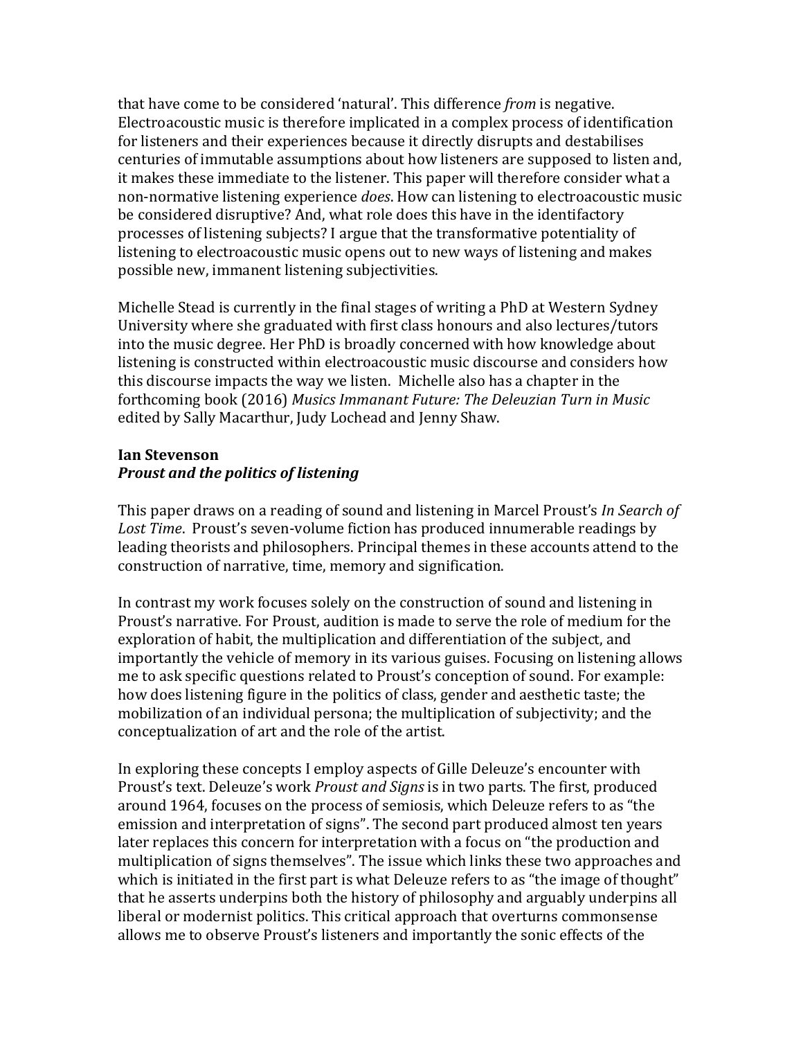that have come to be considered 'natural'. This difference *from* is negative. Electroacoustic music is therefore implicated in a complex process of identification for listeners and their experiences because it directly disrupts and destabilises centuries of immutable assumptions about how listeners are supposed to listen and, it makes these immediate to the listener. This paper will therefore consider what a non-normative listening experience *does*. How can listening to electroacoustic music be considered disruptive? And, what role does this have in the identifactory processes of listening subjects? I argue that the transformative potentiality of listening to electroacoustic music opens out to new ways of listening and makes possible new, immanent listening subjectivities.

Michelle Stead is currently in the final stages of writing a PhD at Western Sydney University where she graduated with first class honours and also lectures/tutors into the music degree. Her PhD is broadly concerned with how knowledge about listening is constructed within electroacoustic music discourse and considers how this discourse impacts the way we listen. Michelle also has a chapter in the forthcoming book (2016) *Musics Immanant Future: The Deleuzian Turn in Music* edited by Sally Macarthur, Judy Lochead and Jenny Shaw.

**Ian Stevenson**
***Proust and the politics of listening***

This paper draws on a reading of sound and listening in Marcel Proust's *In Search of Lost Time*. Proust's seven-volume fiction has produced innumerable readings by leading theorists and philosophers. Principal themes in these accounts attend to the construction of narrative, time, memory and signification.

In contrast my work focuses solely on the construction of sound and listening in Proust's narrative. For Proust, audition is made to serve the role of medium for the exploration of habit, the multiplication and differentiation of the subject, and importantly the vehicle of memory in its various guises. Focusing on listening allows me to ask specific questions related to Proust's conception of sound. For example: how does listening figure in the politics of class, gender and aesthetic taste; the mobilization of an individual persona; the multiplication of subjectivity; and the conceptualization of art and the role of the artist.

In exploring these concepts I employ aspects of Gille Deleuze's encounter with Proust's text. Deleuze's work *Proust and Signs* is in two parts. The first, produced around 1964, focuses on the process of semiosis, which Deleuze refers to as "the emission and interpretation of signs". The second part produced almost ten years later replaces this concern for interpretation with a focus on "the production and multiplication of signs themselves". The issue which links these two approaches and which is initiated in the first part is what Deleuze refers to as "the image of thought" that he asserts underpins both the history of philosophy and arguably underpins all liberal or modernist politics. This critical approach that overturns commonsense allows me to observe Proust's listeners and importantly the sonic effects of the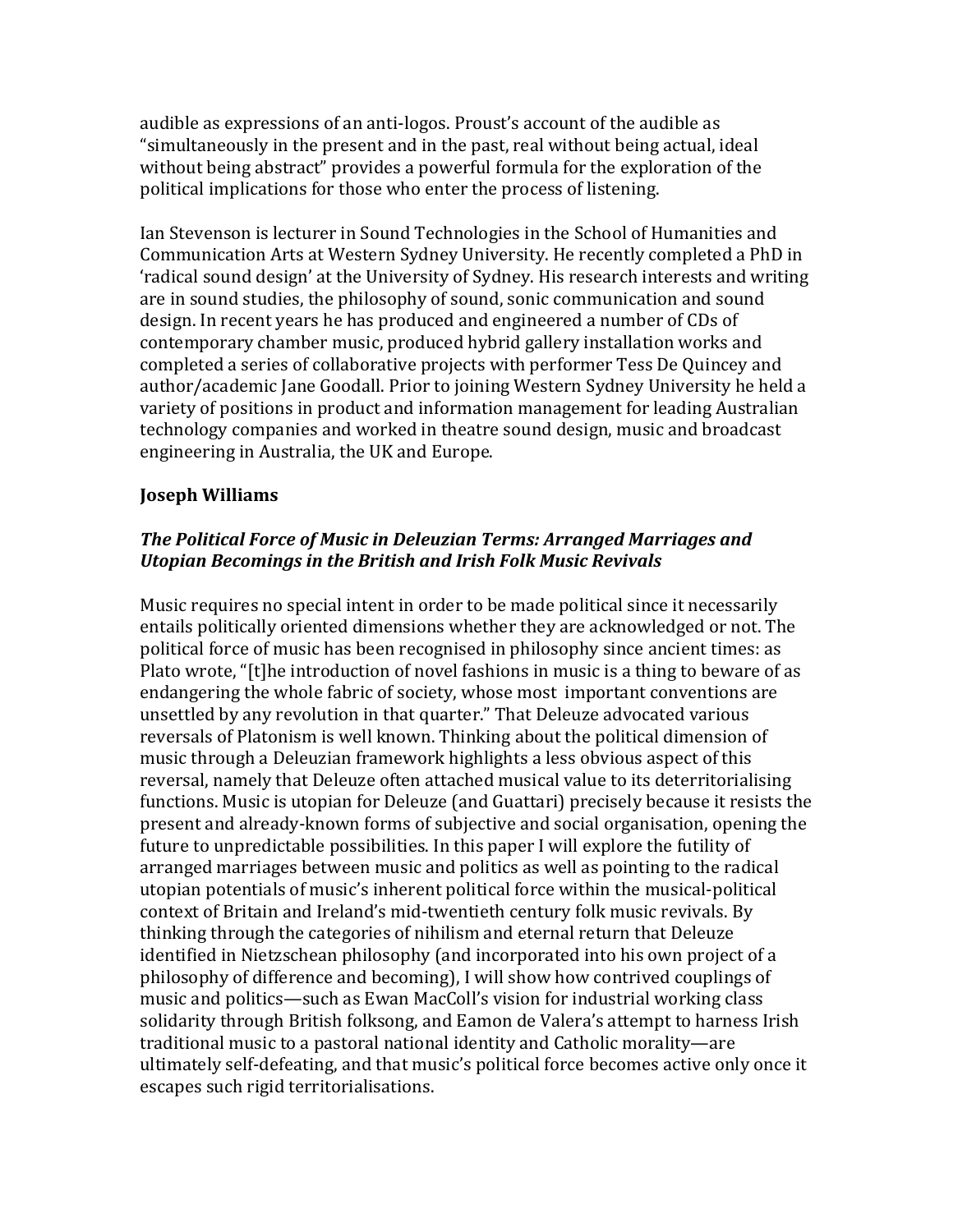audible as expressions of an anti-logos. Proust's account of the audible as "simultaneously in the present and in the past, real without being actual, ideal without being abstract" provides a powerful formula for the exploration of the political implications for those who enter the process of listening.

Ian Stevenson is lecturer in Sound Technologies in the School of Humanities and Communication Arts at Western Sydney University. He recently completed a PhD in 'radical sound design' at the University of Sydney. His research interests and writing are in sound studies, the philosophy of sound, sonic communication and sound design. In recent years he has produced and engineered a number of CDs of contemporary chamber music, produced hybrid gallery installation works and completed a series of collaborative projects with performer Tess De Quincey and author/academic Jane Goodall. Prior to joining Western Sydney University he held a variety of positions in product and information management for leading Australian technology companies and worked in theatre sound design, music and broadcast engineering in Australia, the UK and Europe.

**Joseph Williams**

***The Political Force of Music in Deleuzian Terms: Arranged Marriages and Utopian Becomings in the British and Irish Folk Music Revivals***

Music requires no special intent in order to be made political since it necessarily entails politically oriented dimensions whether they are acknowledged or not. The political force of music has been recognised in philosophy since ancient times: as Plato wrote, "[t]he introduction of novel fashions in music is a thing to beware of as endangering the whole fabric of society, whose most important conventions are unsettled by any revolution in that quarter." That Deleuze advocated various reversals of Platonism is well known. Thinking about the political dimension of music through a Deleuzian framework highlights a less obvious aspect of this reversal, namely that Deleuze often attached musical value to its deterritorialising functions. Music is utopian for Deleuze (and Guattari) precisely because it resists the present and already-known forms of subjective and social organisation, opening the future to unpredictable possibilities. In this paper I will explore the futility of arranged marriages between music and politics as well as pointing to the radical utopian potentials of music's inherent political force within the musical-political context of Britain and Ireland's mid-twentieth century folk music revivals. By thinking through the categories of nihilism and eternal return that Deleuze identified in Nietzschean philosophy (and incorporated into his own project of a philosophy of difference and becoming), I will show how contrived couplings of music and politics—such as Ewan MacColl's vision for industrial working class solidarity through British folksong, and Eamon de Valera's attempt to harness Irish traditional music to a pastoral national identity and Catholic morality—are ultimately self-defeating, and that music's political force becomes active only once it escapes such rigid territorialisations.